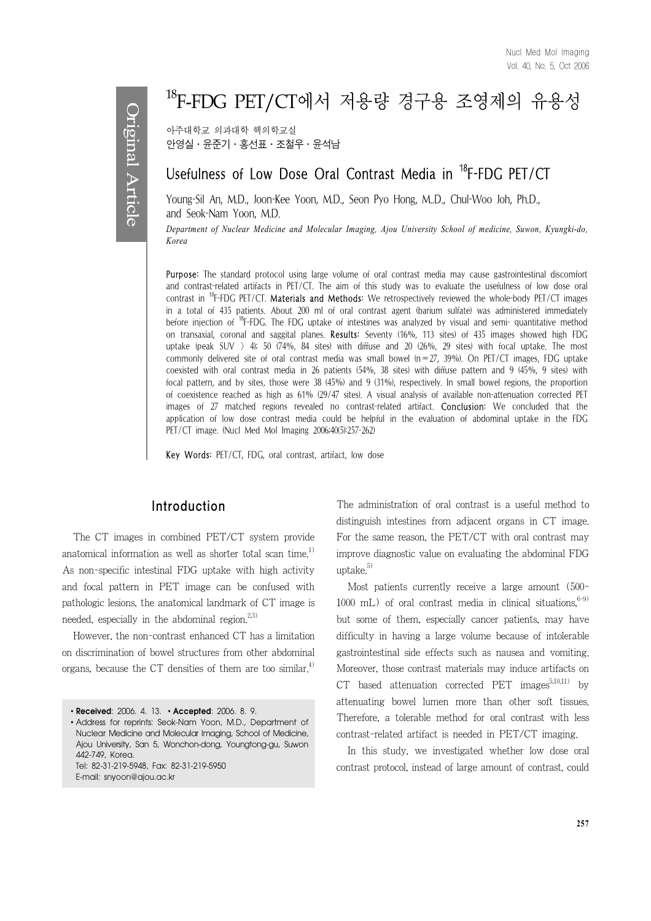Original Article

# $^{18}$F-FDG PET/CT에서 저용량 경구용 조영제의 유용성

아주대학교 의과대학 핵의학교실
안영실 · 윤준기 · 홍선표 · 조철우 · 윤석남

# Usefulness of Low Dose Oral Contrast Media in $^{18}$F-FDG PET/CT

Young-Sil An, M.D., Joon-Kee Yoon, M.D., Seon Pyo Hong, M..D., Chul-Woo Joh, Ph.D., and Seok-Nam Yoon, M.D.

*Department of Nuclear Medicine and Molecular Imaging, Ajou University School of medicine, Suwon, Kyungki-do, Korea*

**Purpose:** The standard protocol using large volume of oral contrast media may cause gastrointestinal discomfort and contrast-related artifacts in PET/CT. The aim of this study was to evaluate the usefulness of low dose oral contrast in $^{18}$F-FDG PET/CT. **Materials and Methods:** We retrospectively reviewed the whole-body PET/CT images in a total of 435 patients. About 200 ml of oral contrast agent (barium sulfate) was administered immediately before injection of $^{18}$F-FDG. The FDG uptake of intestines was analyzed by visual and semi- quantitative method on transaxial, coronal and saggital planes. **Results:** Seventy (16%, 113 sites) of 435 images showed high FDG uptake (peak SUV > 4); 50 (74%, 84 sites) with diffuse and 20 (26%, 29 sites) with focal uptake. The most commonly delivered site of oral contrast media was small bowel (n=27, 39%). On PET/CT images, FDG uptake coexisted with oral contrast media in 26 patients (54%, 38 sites) with diffuse pattern and 9 (45%, 9 sites) with focal pattern, and by sites, those were 38 (45%) and 9 (31%), respectively. In small bowel regions, the proportion of coexistence reached as high as 61% (29/47 sites). A visual analysis of available non-attenuation corrected PET images of 27 matched regions revealed no contrast-related artifact. **Conclusion:** We concluded that the application of low dose contrast media could be helpful in the evaluation of abdominal uptake in the FDG PET/CT image. (Nucl Med Mol Imaging 2006;40(5):257-262)

**Key Words:** PET/CT, FDG, oral contrast, artifact, low dose

## Introduction

The CT images in combined PET/CT system provide anatomical information as well as shorter total scan time.[1] As non-specific intestinal FDG uptake with high activity and focal pattern in PET image can be confused with pathologic lesions, the anatomical landmark of CT image is needed, especially in the abdominal region.[2,3]

However, the non-contrast enhanced CT has a limitation on discrimination of bowel structures from other abdominal organs, because the CT densities of them are too similar.[4]

- **Received**: 2006. 4. 13. • **Accepted**: 2006. 8. 9.
- Address for reprints: Seok-Nam Yoon, M.D., Department of Nuclear Medicine and Molecular Imaging, School of Medicine, Ajou University, San 5, Wonchon-dong, Youngtong-gu, Suwon 442-749, Korea.
  Tel: 82-31-219-5948, Fax: 82-31-219-5950
  E-mail: snyoon@ajou.ac.kr

The administration of oral contrast is a useful method to distinguish intestines from adjacent organs in CT image. For the same reason, the PET/CT with oral contrast may improve diagnostic value on evaluating the abdominal FDG uptake.[5]

Most patients currently receive a large amount (500-1000 mL) of oral contrast media in clinical situations,[6-9] but some of them, especially cancer patients, may have difficulty in having a large volume because of intolerable gastrointestinal side effects such as nausea and vomiting. Moreover, those contrast materials may induce artifacts on CT based attenuation corrected PET images[5,10,11] by attenuating bowel lumen more than other soft tissues. Therefore, a tolerable method for oral contrast with less contrast-related artifact is needed in PET/CT imaging.

In this study, we investigated whether low dose oral contrast protocol, instead of large amount of contrast, could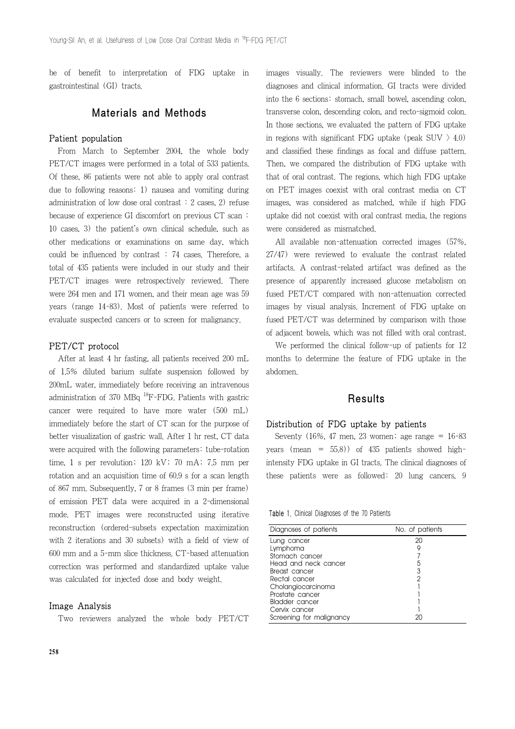be of benefit to interpretation of FDG uptake in gastrointestinal (GI) tracts.

## Materials and Methods

### Patient population

From March to September 2004, the whole body PET/CT images were performed in a total of 533 patients. Of these, 86 patients were not able to apply oral contrast due to following reasons: 1) nausea and vomiting during administration of low dose oral contrast : 2 cases, 2) refuse because of experience GI discomfort on previous CT scan : 10 cases, 3) the patient's own clinical schedule, such as other medications or examinations on same day, which could be influenced by contrast : 74 cases. Therefore, a total of 435 patients were included in our study and their PET/CT images were retrospectively reviewed. There were 264 men and 171 women, and their mean age was 59 years (range 14-83). Most of patients were referred to evaluate suspected cancers or to screen for malignancy.

### PET/CT protocol

After at least 4 hr fasting, all patients received 200 mL of 1.5% diluted barium sulfate suspension followed by 200mL water, immediately before receiving an intravenous administration of 370 MBq $^{18}$F-FDG. Patients with gastric cancer were required to have more water (500 mL) immediately before the start of CT scan for the purpose of better visualization of gastric wall. After 1 hr rest, CT data were acquired with the following parameters: tube-rotation time, 1 s per revolution; 120 kV; 70 mA; 7.5 mm per rotation and an acquisition time of 60.9 s for a scan length of 867 mm. Subsequently, 7 or 8 frames (3 min per frame) of emission PET data were acquired in a 2-dimensional mode. PET images were reconstructed using iterative reconstruction (ordered-subsets expectation maximization with 2 iterations and 30 subsets) with a field of view of 600 mm and a 5-mm slice thickness. CT-based attenuation correction was performed and standardized uptake value was calculated for injected dose and body weight.

### Image Analysis

Two reviewers analyzed the whole body PET/CT images visually. The reviewers were blinded to the diagnoses and clinical information. GI tracts were divided into the 6 sections: stomach, small bowel, ascending colon, transverse colon, descending colon, and recto-sigmoid colon. In those sections, we evaluated the pattern of FDG uptake in regions with significant FDG uptake (peak SUV > 4.0) and classified these findings as focal and diffuse pattern. Then, we compared the distribution of FDG uptake with that of oral contrast. The regions, which high FDG uptake on PET images coexist with oral contrast media on CT images, was considered as matched, while if high FDG uptake did not coexist with oral contrast media, the regions were considered as mismatched.

All available non-attenuation corrected images (57%, 27/47) were reviewed to evaluate the contrast related artifacts. A contrast-related artifact was defined as the presence of apparently increased glucose metabolism on fused PET/CT compared with non-attenuation corrected images by visual analysis. Increment of FDG uptake on fused PET/CT was determined by comparison with those of adjacent bowels, which was not filled with oral contrast.

We performed the clinical follow-up of patients for 12 months to determine the feature of FDG uptake in the abdomen.

## Results

### Distribution of FDG uptake by patients

Seventy (16%, 47 men, 23 women; age range = 16-83 years (mean = 55.8)) of 435 patients showed high-intensity FDG uptake in GI tracts. The clinical diagnoses of these patients were as followed: 20 lung cancers, 9

**Table 1.** Clinical Diagnoses of the 70 Patients

| Diagnoses of patients | No. of patients |
| --- | --- |
| Lung cancer | 20 |
| Lymphoma | 9 |
| Stomach cancer | 7 |
| Head and neck cancer | 5 |
| Breast cancer | 3 |
| Rectal cancer | 2 |
| Cholangiocarcinoma | 1 |
| Prostate cancer | 1 |
| Bladder cancer | 1 |
| Cervix cancer | 1 |
| Screening for malignancy | 20 |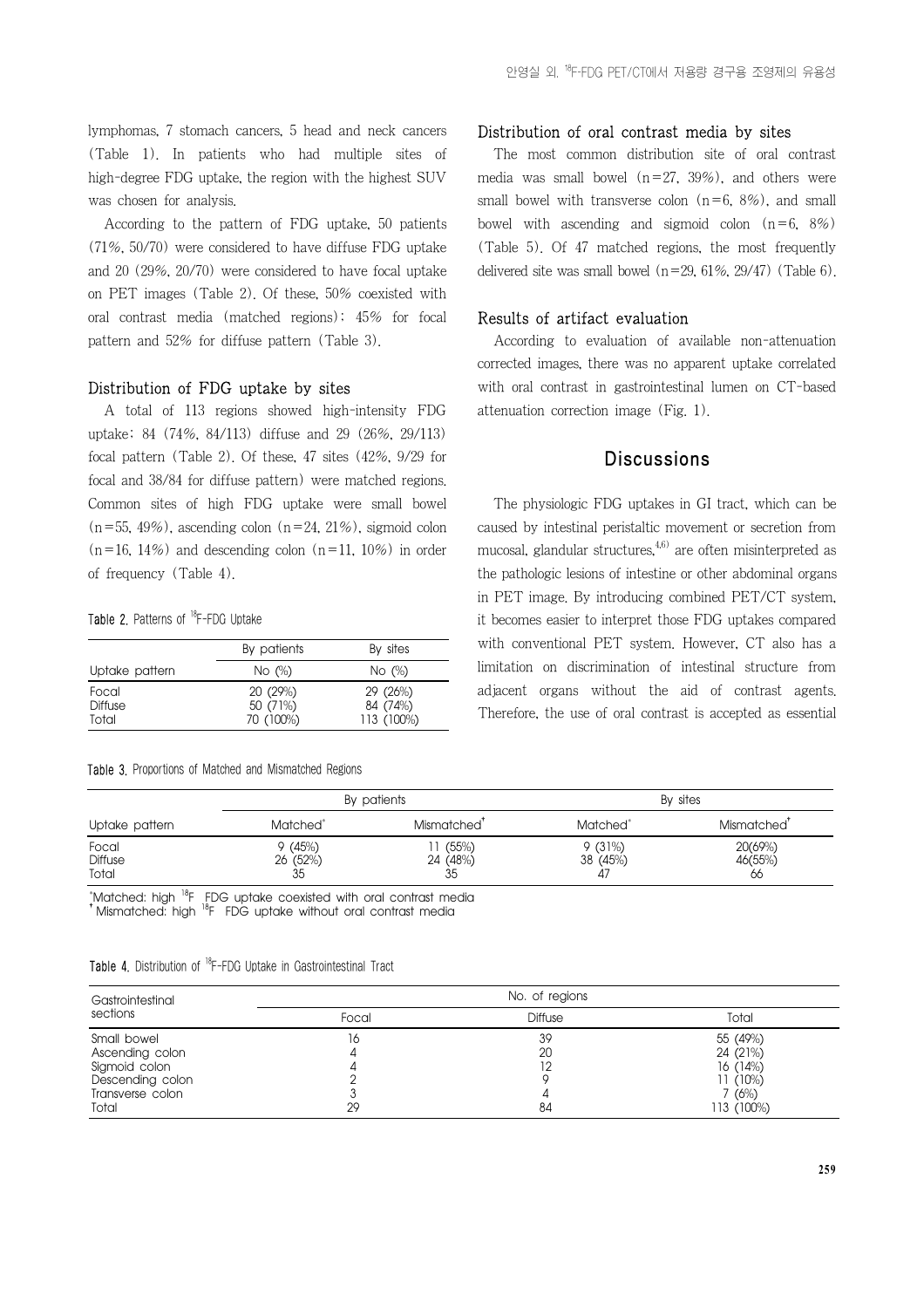lymphomas, 7 stomach cancers, 5 head and neck cancers (Table 1). In patients who had multiple sites of high-degree FDG uptake, the region with the highest SUV was chosen for analysis.

According to the pattern of FDG uptake, 50 patients (71%, 50/70) were considered to have diffuse FDG uptake and 20 (29%, 20/70) were considered to have focal uptake on PET images (Table 2). Of these, 50% coexisted with oral contrast media (matched regions): 45% for focal pattern and 52% for diffuse pattern (Table 3).

### Distribution of FDG uptake by sites

A total of 113 regions showed high-intensity FDG uptake: 84 (74%, 84/113) diffuse and 29 (26%, 29/113) focal pattern (Table 2). Of these, 47 sites (42%, 9/29 for focal and 38/84 for diffuse pattern) were matched regions. Common sites of high FDG uptake were small bowel (n=55, 49%), ascending colon (n=24, 21%), sigmoid colon (n=16, 14%) and descending colon (n=11, 10%) in order of frequency (Table 4).

**Table 2.** Patterns of $^{18}$F-FDG Uptake

| Uptake pattern | By patients No (%) | By sites No (%) |
|---|---|---|
| Focal | 20 (29%) | 29 (26%) |
| Diffuse | 50 (71%) | 84 (74%) |
| Total | 70 (100%) | 113 (100%) |

**Table 3.** Proportions of Matched and Mismatched Regions

| Uptake pattern | By patients | | By sites | |
|---|---|---|---|---|
| | Matched* | Mismatched† | Matched* | Mismatched† |
| Focal | 9 (45%) | 11 (55%) | 9 (31%) | 20(69%) |
| Diffuse | 26 (52%) | 24 (48%) | 38 (45%) | 46(55%) |
| Total | 35 | 35 | 47 | 66 |

*Matched: high $^{18}$F FDG uptake coexisted with oral contrast media
†Mismatched: high $^{18}$F FDG uptake without oral contrast media

**Table 4.** Distribution of $^{18}$F-FDG Uptake in Gastrointestinal Tract

| Gastrointestinal sections | No. of regions | | |
|---|---|---|---|
| | Focal | Diffuse | Total |
| Small bowel | 16 | 39 | 55 (49%) |
| Ascending colon | 4 | 20 | 24 (21%) |
| Sigmoid colon | 4 | 12 | 16 (14%) |
| Descending colon | 2 | 9 | 11 (10%) |
| Transverse colon | 3 | 4 | 7 (6%) |
| Total | 29 | 84 | 113 (100%) |

### Distribution of oral contrast media by sites

The most common distribution site of oral contrast media was small bowel (n=27, 39%), and others were small bowel with transverse colon (n=6, 8%), and small bowel with ascending and sigmoid colon (n=6, 8%) (Table 5). Of 47 matched regions, the most frequently delivered site was small bowel (n=29, 61%, 29/47) (Table 6).

### Results of artifact evaluation

According to evaluation of available non-attenuation corrected images, there was no apparent uptake correlated with oral contrast in gastrointestinal lumen on CT-based attenuation correction image (Fig. 1).

## Discussions

The physiologic FDG uptakes in GI tract, which can be caused by intestinal peristaltic movement or secretion from mucosal, glandular structures,[4,6] are often misinterpreted as the pathologic lesions of intestine or other abdominal organs in PET image. By introducing combined PET/CT system, it becomes easier to interpret those FDG uptakes compared with conventional PET system. However, CT also has a limitation on discrimination of intestinal structure from adjacent organs without the aid of contrast agents. Therefore, the use of oral contrast is accepted as essential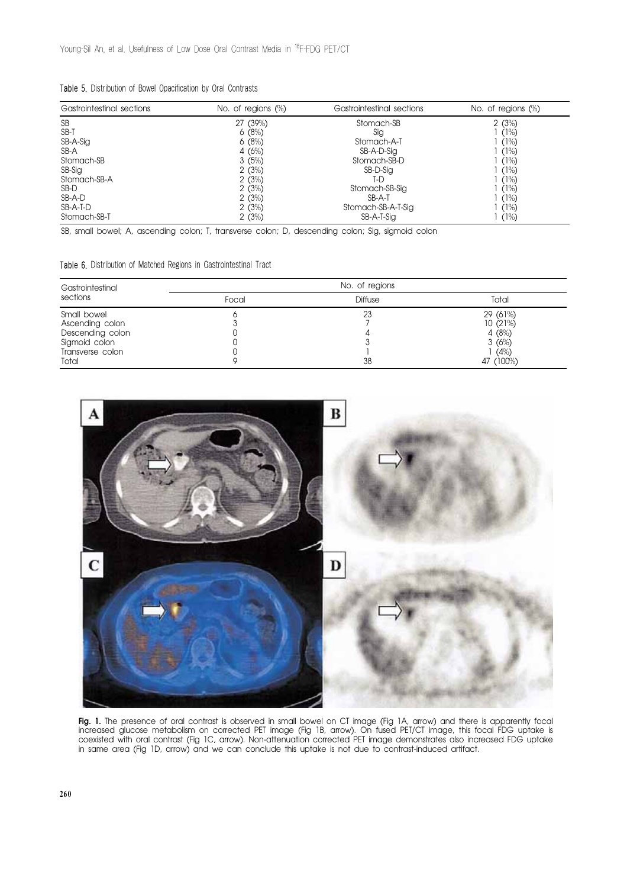Table 5. Distribution of Bowel Opacification by Oral Contrasts

| Gastrointestinal sections | No. of regions (%) | Gastrointestinal sections | No. of regions (%) |
|---|---|---|---|
| SB | 27 (39%) | Stomach-SB | 2 (3%) |
| SB-T | 6 (8%) | Sig | 1 (1%) |
| SB-A-Sig | 6 (8%) | Stomach-A-T | 1 (1%) |
| SB-A | 4 (6%) | SB-A-D-Sig | 1 (1%) |
| Stomach-SB | 3 (5%) | Stomach-SB-D | 1 (1%) |
| SB-Sig | 2 (3%) | SB-D-Sig | 1 (1%) |
| Stomach-SB-A | 2 (3%) | T-D | 1 (1%) |
| SB-D | 2 (3%) | Stomach-SB-Sig | 1 (1%) |
| SB-A-D | 2 (3%) | SB-A-T | 1 (1%) |
| SB-A-T-D | 2 (3%) | Stomach-SB-A-T-Sig | 1 (1%) |
| Stomach-SB-T | 2 (3%) | SB-A-T-Sig | 1 (1%) |

SB, small bowel; A, ascending colon; T, transverse colon; D, descending colon; Sig, sigmoid colon

Table 6. Distribution of Matched Regions in Gastrointestinal Tract

| Gastrointestinal sections | No. of regions | | |
|---|---|---|---|
| | Focal | Diffuse | Total |
| Small bowel | 6 | 23 | 29 (61%) |
| Ascending colon | 3 | 7 | 10 (21%) |
| Descending colon | 0 | 4 | 4 (8%) |
| Sigmoid colon | 0 | 3 | 3 (6%) |
| Transverse colon | 0 | 1 | 1 (4%) |
| Total | 9 | 38 | 47 (100%) |

**Fig. 1.** The presence of oral contrast is observed in small bowel on CT image (Fig 1A, arrow) and there is apparently focal increased glucose metabolism on corrected PET image (Fig 1B, arrow). On fused PET/CT image, this focal FDG uptake is coexisted with oral contrast (Fig 1C, arrow). Non-attenuation corrected PET image demonstrates also increased FDG uptake in same area (Fig 1D, arrow) and we can conclude this uptake is not due to contrast-induced artifact.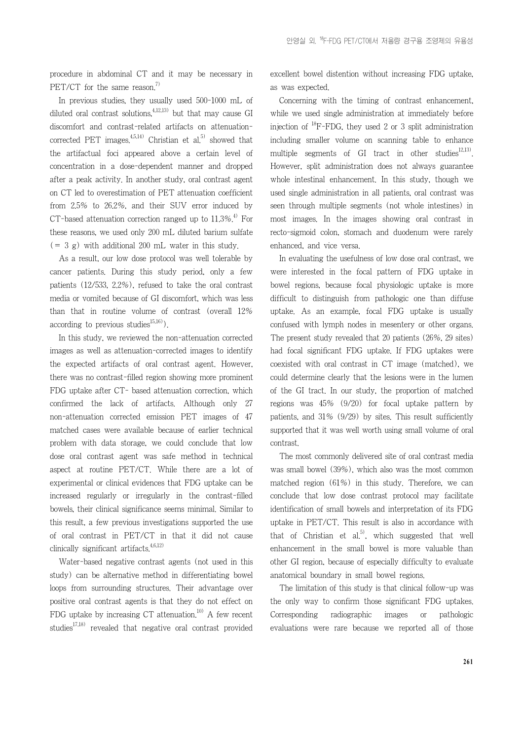procedure in abdominal CT and it may be necessary in PET/CT for the same reason.[7)]

In previous studies, they usually used 500-1000 mL of diluted oral contrast solutions,[4,12,13)] but that may cause GI discomfort and contrast-related artifacts on attenuation-corrected PET images.[4,5,14)] Christian et al.[5)] showed that the artifactual foci appeared above a certain level of concentration in a dose-dependent manner and dropped after a peak activity. In another study, oral contrast agent on CT led to overestimation of PET attenuation coefficient from 2.5% to 26.2%, and their SUV error induced by CT-based attenuation correction ranged up to 11.3%.[4)] For these reasons, we used only 200 mL diluted barium sulfate (= 3 g) with additional 200 mL water in this study.

As a result, our low dose protocol was well tolerable by cancer patients. During this study period, only a few patients (12/533, 2.2%), refused to take the oral contrast media or vomited because of GI discomfort, which was less than that in routine volume of contrast (overall 12% according to previous studies[15,16)]).

In this study, we reviewed the non-attenuation corrected images as well as attenuation-corrected images to identify the expected artifacts of oral contrast agent. However, there was no contrast-filled region showing more prominent FDG uptake after CT- based attenuation correction, which confirmed the lack of artifacts. Although only 27 non-attenuation corrected emission PET images of 47 matched cases were available because of earlier technical problem with data storage, we could conclude that low dose oral contrast agent was safe method in technical aspect at routine PET/CT. While there are a lot of experimental or clinical evidences that FDG uptake can be increased regularly or irregularly in the contrast-filled bowels, their clinical significance seems minimal. Similar to this result, a few previous investigations supported the use of oral contrast in PET/CT in that it did not cause clinically significant artifacts.[4,6,12)]

Water-based negative contrast agents (not used in this study) can be alternative method in differentiating bowel loops from surrounding structures. Their advantage over positive oral contrast agents is that they do not effect on FDG uptake by increasing CT attenuation.[10)] A few recent studies[17,18)] revealed that negative oral contrast provided excellent bowel distention without increasing FDG uptake, as was expected.

Concerning with the timing of contrast enhancement, while we used single administration at immediately before injection of $^{18}$F-FDG, they used 2 or 3 split administration including smaller volume on scanning table to enhance multiple segments of GI tract in other studies[12,13)]. However, split administration does not always guarantee whole intestinal enhancement. In this study, though we used single administration in all patients, oral contrast was seen through multiple segments (not whole intestines) in most images. In the images showing oral contrast in recto-sigmoid colon, stomach and duodenum were rarely enhanced, and vice versa.

In evaluating the usefulness of low dose oral contrast, we were interested in the focal pattern of FDG uptake in bowel regions, because focal physiologic uptake is more difficult to distinguish from pathologic one than diffuse uptake. As an example, focal FDG uptake is usually confused with lymph nodes in mesentery or other organs. The present study revealed that 20 patients (26%, 29 sites) had focal significant FDG uptake. If FDG uptakes were coexisted with oral contrast in CT image (matched), we could determine clearly that the lesions were in the lumen of the GI tract. In our study, the proportion of matched regions was 45% (9/20) for focal uptake pattern by patients, and 31% (9/29) by sites. This result sufficiently supported that it was well worth using small volume of oral contrast.

The most commonly delivered site of oral contrast media was small bowel (39%), which also was the most common matched region (61%) in this study. Therefore, we can conclude that low dose contrast protocol may facilitate identification of small bowels and interpretation of its FDG uptake in PET/CT. This result is also in accordance with that of Christian et al.[5)], which suggested that well enhancement in the small bowel is more valuable than other GI region, because of especially difficulty to evaluate anatomical boundary in small bowel regions.

The limitation of this study is that clinical follow-up was the only way to confirm those significant FDG uptakes. Corresponding radiographic images or pathologic evaluations were rare because we reported all of those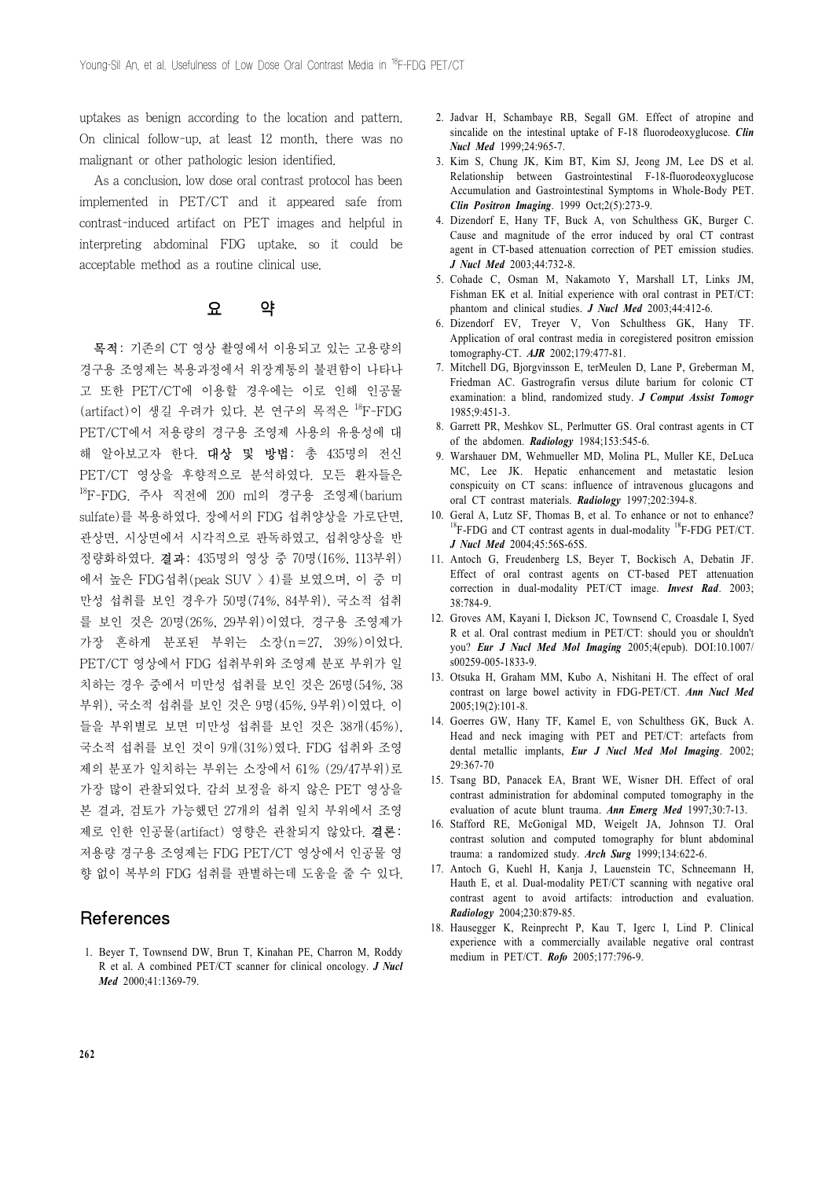uptakes as benign according to the location and pattern. On clinical follow-up, at least 12 month, there was no malignant or other pathologic lesion identified.

As a conclusion, low dose oral contrast protocol has been implemented in PET/CT and it appeared safe from contrast-induced artifact on PET images and helpful in interpreting abdominal FDG uptake, so it could be acceptable method as a routine clinical use.

## 요 약

**목적**: 기존의 CT 영상 촬영에서 이용되고 있는 고용량의 경구용 조영제는 복용과정에서 위장계통의 불편함이 나타나고 또한 PET/CT에 이용할 경우에는 이로 인해 인공물(artifact)이 생길 우려가 있다. 본 연구의 목적은 $^{18}$F-FDG PET/CT에서 저용량의 경구용 조영제 사용의 유용성에 대해 알아보고자 한다. **대상 및 방법**: 총 435명의 전신 PET/CT 영상을 후향적으로 분석하였다. 모든 환자들은 $^{18}$F-FDG. 주사 직전에 200 ml의 경구용 조영제(barium sulfate)를 복용하였다. 장에서의 FDG 섭취양상을 가로단면, 관상면, 시상면에서 시각적으로 판독하였고, 섭취양상을 반정량화하였다. **결과**: 435명의 영상 중 70명(16%, 113부위)에서 높은 FDG섭취(peak SUV > 4)를 보였으며, 이 중 미만성 섭취를 보인 경우가 50명(74%, 84부위), 국소적 섭취를 보인 것은 20명(26%, 29부위)이였다. 경구용 조영제가 가장 흔하게 분포된 부위는 소장(n=27, 39%)이었다. PET/CT 영상에서 FDG 섭취부위와 조영제 분포 부위가 일치하는 경우 중에서 미만성 섭취를 보인 것은 26명(54%, 38부위), 국소적 섭취를 보인 것은 9명(45%, 9부위)이였다. 이들을 부위별로 보면 미만성 섭취를 보인 것은 38개(45%), 국소적 섭취를 보인 것이 9개(31%)였다. FDG 섭취와 조영제의 분포가 일치하는 부위는 소장에서 61% (29/47부위)로 가장 많이 관찰되었다. 감쇠 보정을 하지 않은 PET 영상을 본 결과, 검토가 가능했던 27개의 섭취 일치 부위에서 조영제로 인한 인공물(artifact) 영향은 관찰되지 않았다. **결론**: 저용량 경구용 조영제는 FDG PET/CT 영상에서 인공물 영향 없이 복부의 FDG 섭취를 판별하는데 도움을 줄 수 있다.

## References

1. Beyer T, Townsend DW, Brun T, Kinahan PE, Charron M, Roddy R et al. A combined PET/CT scanner for clinical oncology. ***J Nucl Med*** 2000;41:1369-79.
2. Jadvar H, Schambaye RB, Segall GM. Effect of atropine and sincalide on the intestinal uptake of F-18 fluorodeoxyglucose. ***Clin Nucl Med*** 1999;24:965-7.
3. Kim S, Chung JK, Kim BT, Kim SJ, Jeong JM, Lee DS et al. Relationship between Gastrointestinal F-18-fluorodeoxyglucose Accumulation and Gastrointestinal Symptoms in Whole-Body PET. ***Clin Positron Imaging***. 1999 Oct;2(5):273-9.
4. Dizendorf E, Hany TF, Buck A, von Schulthess GK, Burger C. Cause and magnitude of the error induced by oral CT contrast agent in CT-based attenuation correction of PET emission studies. ***J Nucl Med*** 2003;44:732-8.
5. Cohade C, Osman M, Nakamoto Y, Marshall LT, Links JM, Fishman EK et al. Initial experience with oral contrast in PET/CT: phantom and clinical studies. ***J Nucl Med*** 2003;44:412-6.
6. Dizendorf EV, Treyer V, Von Schulthess GK, Hany TF. Application of oral contrast media in coregistered positron emission tomography-CT. ***AJR*** 2002;179:477-81.
7. Mitchell DG, Bjorgvinsson E, terMeulen D, Lane P, Greberman M, Friedman AC. Gastrografin versus dilute barium for colonic CT examination: a blind, randomized study. ***J Comput Assist Tomogr*** 1985;9:451-3.
8. Garrett PR, Meshkov SL, Perlmutter GS. Oral contrast agents in CT of the abdomen. ***Radiology*** 1984;153:545-6.
9. Warshauer DM, Wehmueller MD, Molina PL, Muller KE, DeLuca MC, Lee JK. Hepatic enhancement and metastatic lesion conspicuity on CT scans: influence of intravenous glucagons and oral CT contrast materials. ***Radiology*** 1997;202:394-8.
10. Geral A, Lutz SF, Thomas B, et al. To enhance or not to enhance? $^{18}$F-FDG and CT contrast agents in dual-modality $^{18}$F-FDG PET/CT. ***J Nucl Med*** 2004;45:56S-65S.
11. Antoch G, Freudenberg LS, Beyer T, Bockisch A, Debatin JF. Effect of oral contrast agents on CT-based PET attenuation correction in dual-modality PET/CT image. ***Invest Rad***. 2003; 38:784-9.
12. Groves AM, Kayani I, Dickson JC, Townsend C, Croasdale I, Syed R et al. Oral contrast medium in PET/CT: should you or shouldn't you? ***Eur J Nucl Med Mol Imaging*** 2005;4(epub). DOI:10.1007/s00259-005-1833-9.
13. Otsuka H, Graham MM, Kubo A, Nishitani H. The effect of oral contrast on large bowel activity in FDG-PET/CT. ***Ann Nucl Med*** 2005;19(2):101-8.
14. Goerres GW, Hany TF, Kamel E, von Schulthess GK, Buck A. Head and neck imaging with PET and PET/CT: artefacts from dental metallic implants, ***Eur J Nucl Med Mol Imaging***. 2002; 29:367-70
15. Tsang BD, Panacek EA, Brant WE, Wisner DH. Effect of oral contrast administration for abdominal computed tomography in the evaluation of acute blunt trauma. ***Ann Emerg Med*** 1997;30:7-13.
16. Stafford RE, McGonigal MD, Weigelt JA, Johnson TJ. Oral contrast solution and computed tomography for blunt abdominal trauma: a randomized study. ***Arch Surg*** 1999;134:622-6.
17. Antoch G, Kuehl H, Kanja J, Lauenstein TC, Schneemann H, Hauth E, et al. Dual-modality PET/CT scanning with negative oral contrast agent to avoid artifacts: introduction and evaluation. ***Radiology*** 2004;230:879-85.
18. Hausegger K, Reinprecht P, Kau T, Igerc I, Lind P. Clinical experience with a commercially available negative oral contrast medium in PET/CT. ***Rofo*** 2005;177:796-9.